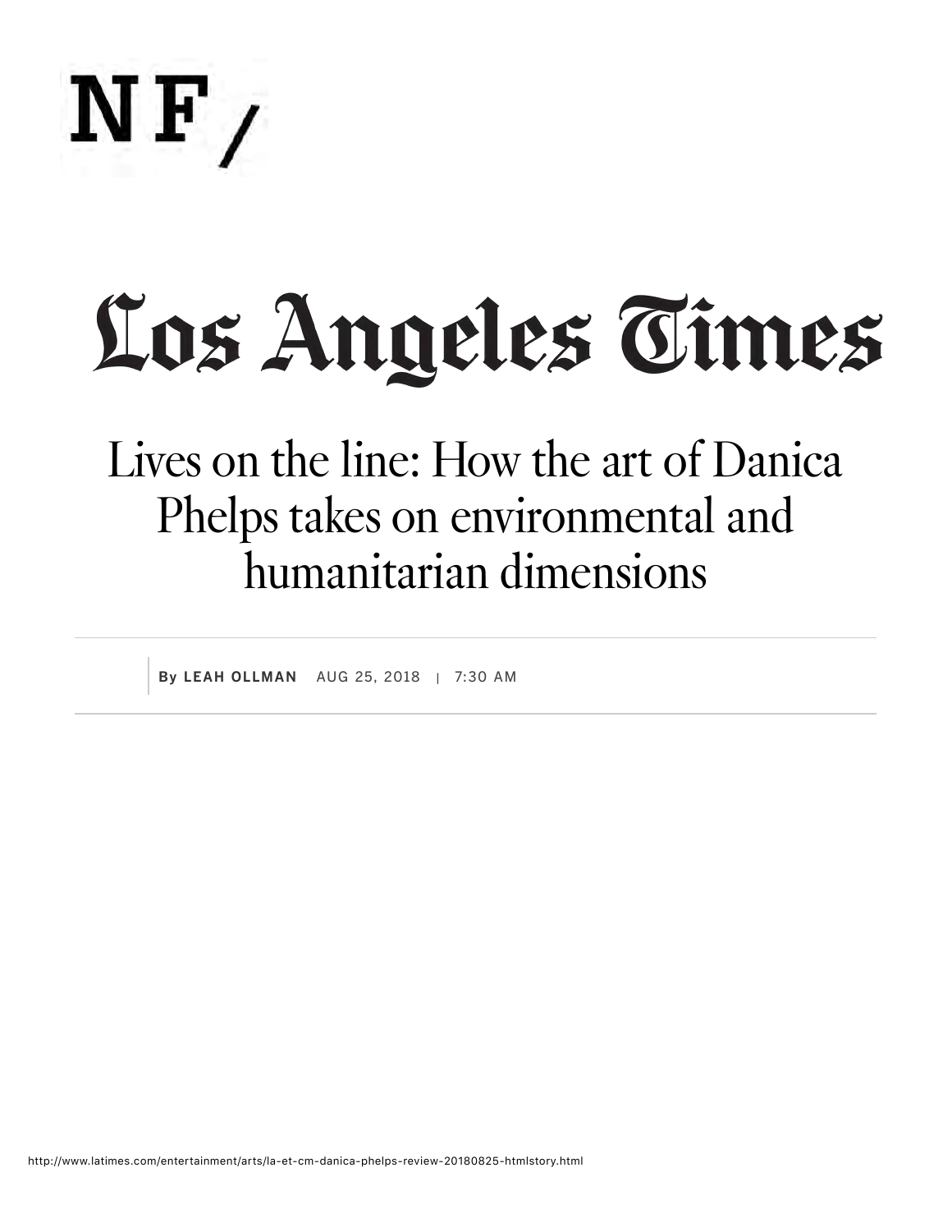NF/

# Los Angeles Times

## Lives on the line: How the art of Danica Phelps takes on environmental and humanitarian dimensions

**By LEAH OLLMAN** AUG 25, 2018 | 7:30 AM

http://www.latimes.com/entertainment/arts/la-et-cm-danica-phelps-review-20180825-htmlstory.html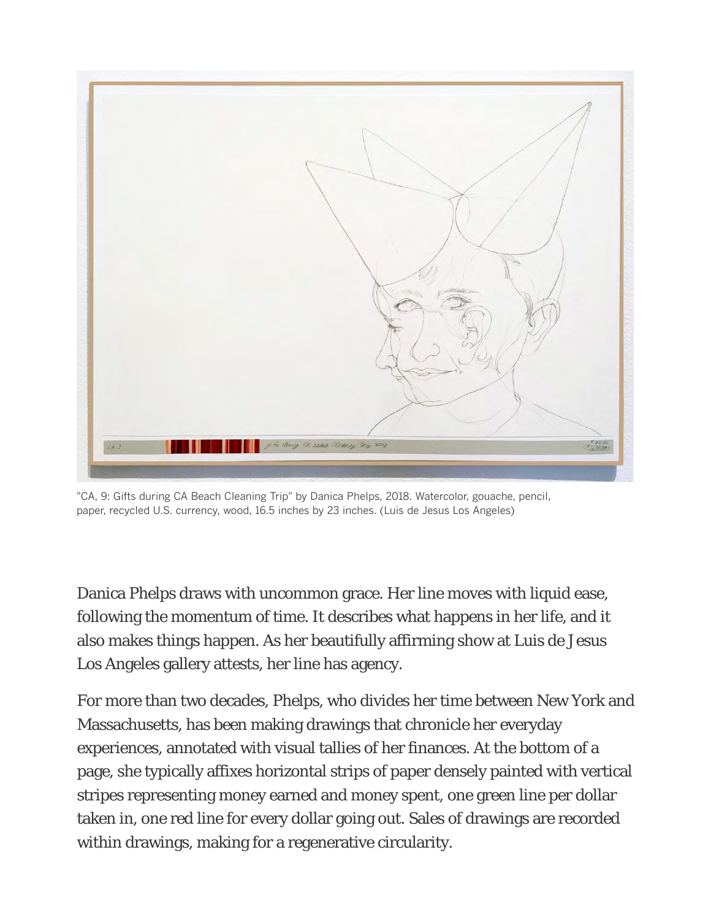"CA, 9: Gifts during CA Beach Cleaning Trip" by Danica Phelps, 2018. Watercolor, gouache, pencil, paper, recycled U.S. currency, wood, 16.5 inches by 23 inches. (Luis de Jesus Los Angeles)

Danica Phelps draws with uncommon grace. Her line moves with liquid ease, following the momentum of time. It describes what happens in her life, and it also makes things happen. As her beautifully affirming show at Luis de Jesus Los Angeles gallery attests, her line has agency.

For more than two decades, Phelps, who divides her time between New York and Massachusetts, has been making drawings that chronicle her everyday experiences, annotated with visual tallies of her finances. At the bottom of a page, she typically affixes horizontal strips of paper densely painted with vertical stripes representing money earned and money spent, one green line per dollar taken in, one red line for every dollar going out. Sales of drawings are recorded within drawings, making for a regenerative circularity.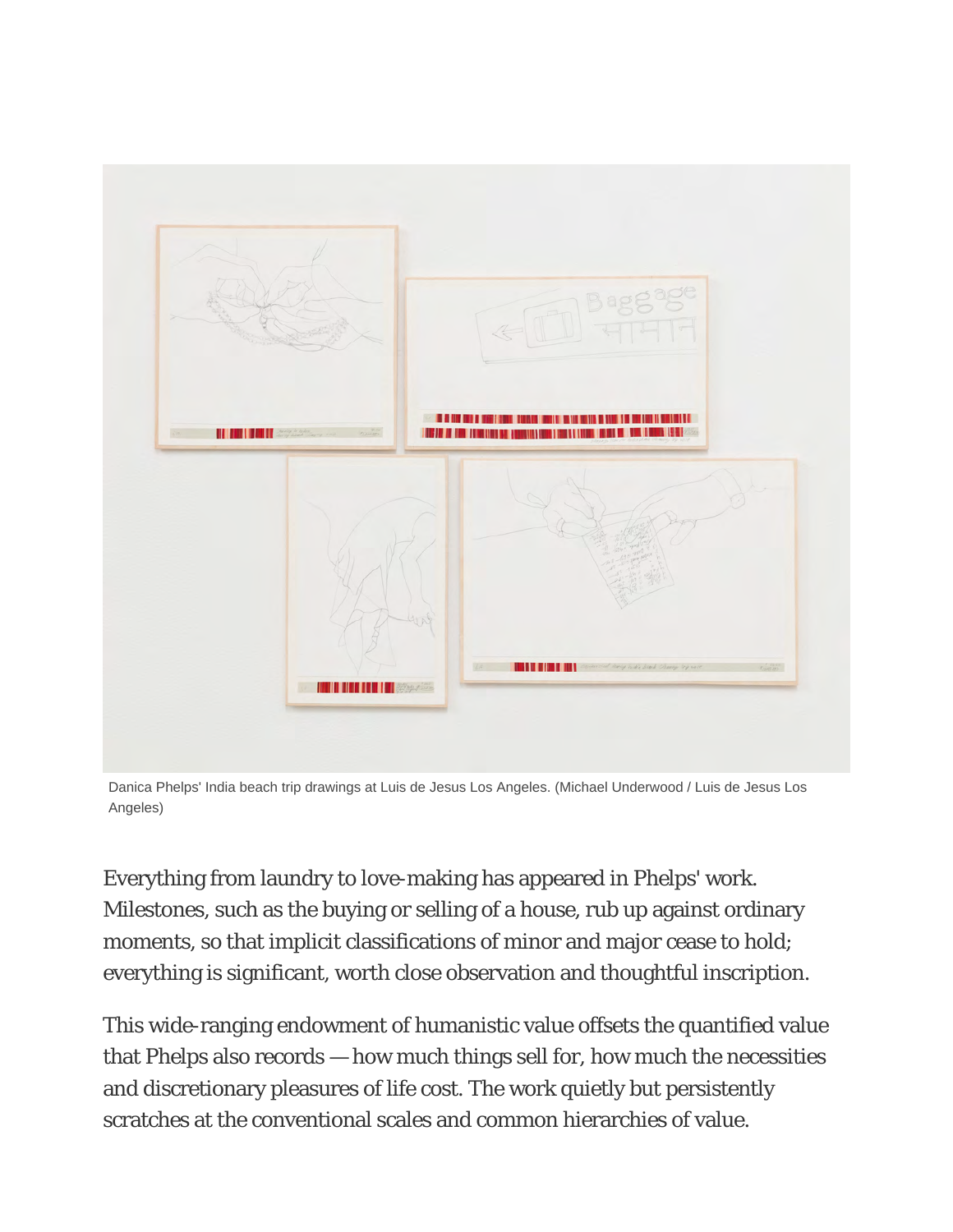Danica Phelps' India beach trip drawings at Luis de Jesus Los Angeles. (Michael Underwood / Luis de Jesus Los Angeles)

Everything from laundry to love-making has appeared in Phelps' work. Milestones, such as the buying or selling of a house, rub up against ordinary moments, so that implicit classifications of minor and major cease to hold; everything is significant, worth close observation and thoughtful inscription.

This wide-ranging endowment of humanistic value offsets the quantified value that Phelps also records — how much things sell for, how much the necessities and discretionary pleasures of life cost. The work quietly but persistently scratches at the conventional scales and common hierarchies of value.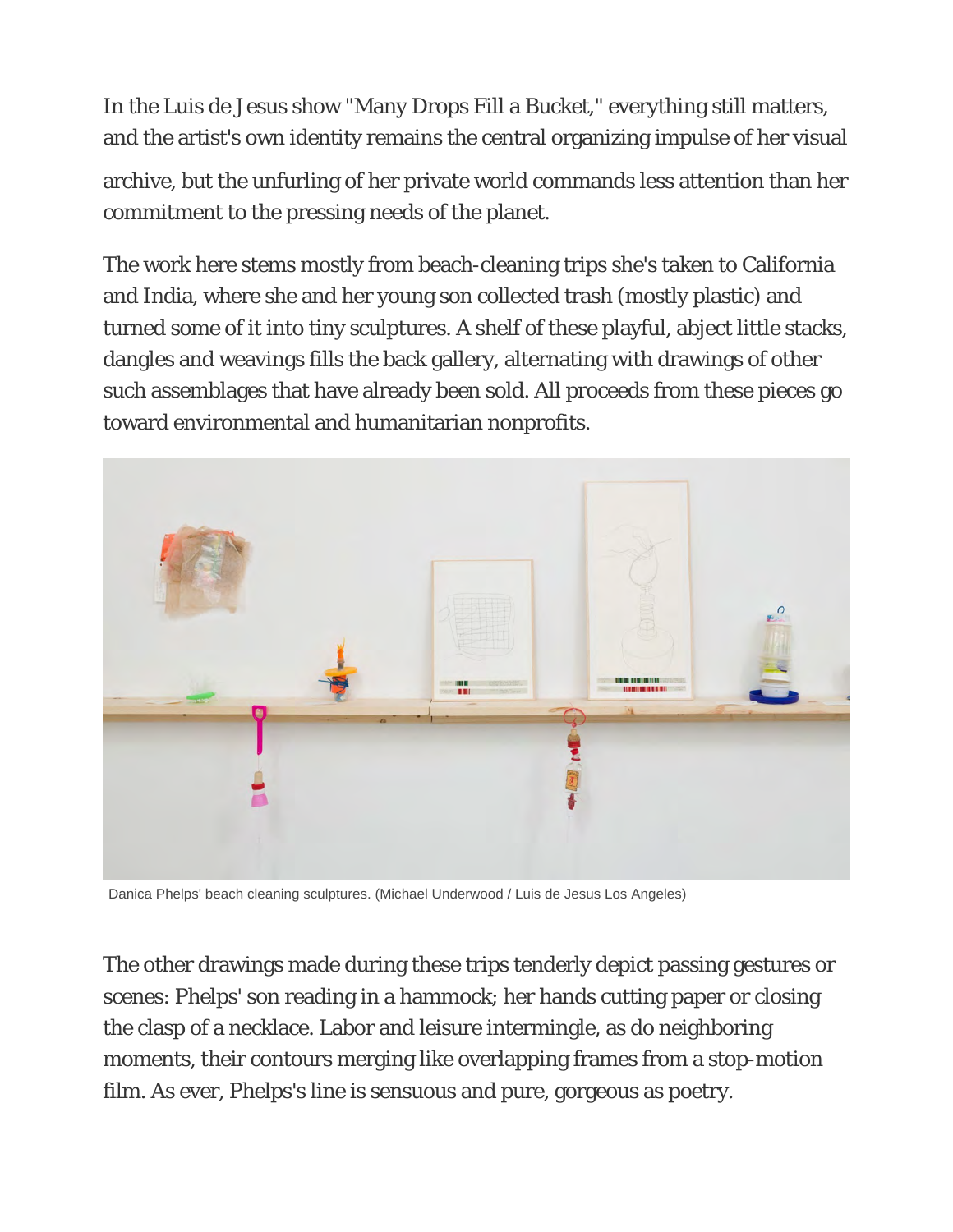In the Luis de Jesus show "Many Drops Fill a Bucket," everything still matters, and the artist's own identity remains the central organizing impulse of her visual archive, but the unfurling of her private world commands less attention than her commitment to the pressing needs of the planet.

The work here stems mostly from beach-cleaning trips she's taken to California and India, where she and her young son collected trash (mostly plastic) and turned some of it into tiny sculptures. A shelf of these playful, abject little stacks, dangles and weavings fills the back gallery, alternating with drawings of other such assemblages that have already been sold. All proceeds from these pieces go toward environmental and humanitarian nonprofits.

Danica Phelps' beach cleaning sculptures. (Michael Underwood / Luis de Jesus Los Angeles)

The other drawings made during these trips tenderly depict passing gestures or scenes: Phelps' son reading in a hammock; her hands cutting paper or closing the clasp of a necklace. Labor and leisure intermingle, as do neighboring moments, their contours merging like overlapping frames from a stop-motion film. As ever, Phelps's line is sensuous and pure, gorgeous as poetry.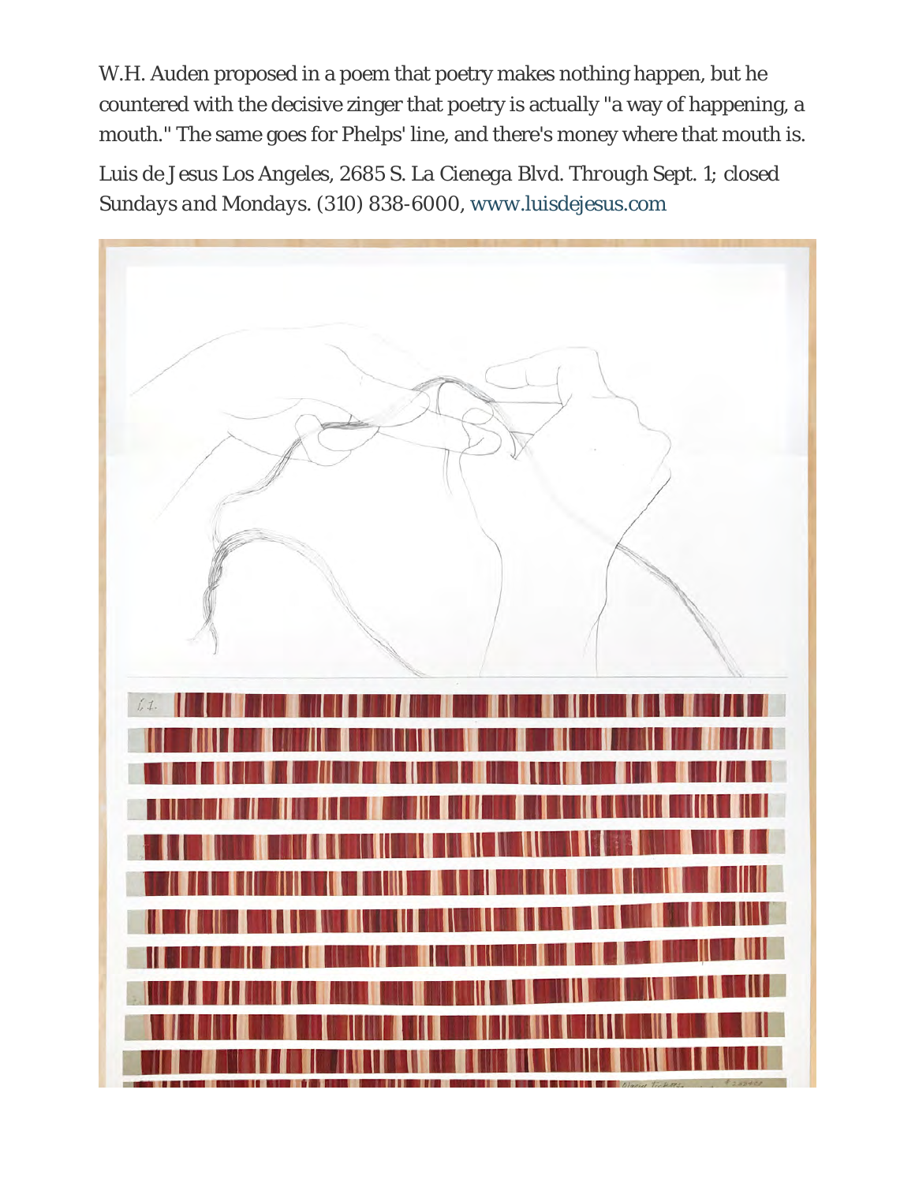W.H. Auden proposed in a poem that poetry makes nothing happen, but he countered with the decisive zinger that poetry is actually "a way of happening, a mouth." The same goes for Phelps' line, and there's money where that mouth is.

*Luis de Jesus Los Angeles, 2685 S. La Cienega Blvd. Through Sept. 1; closed Sundays and Mondays. (310) 838-6000,* www.luisdejesus.com